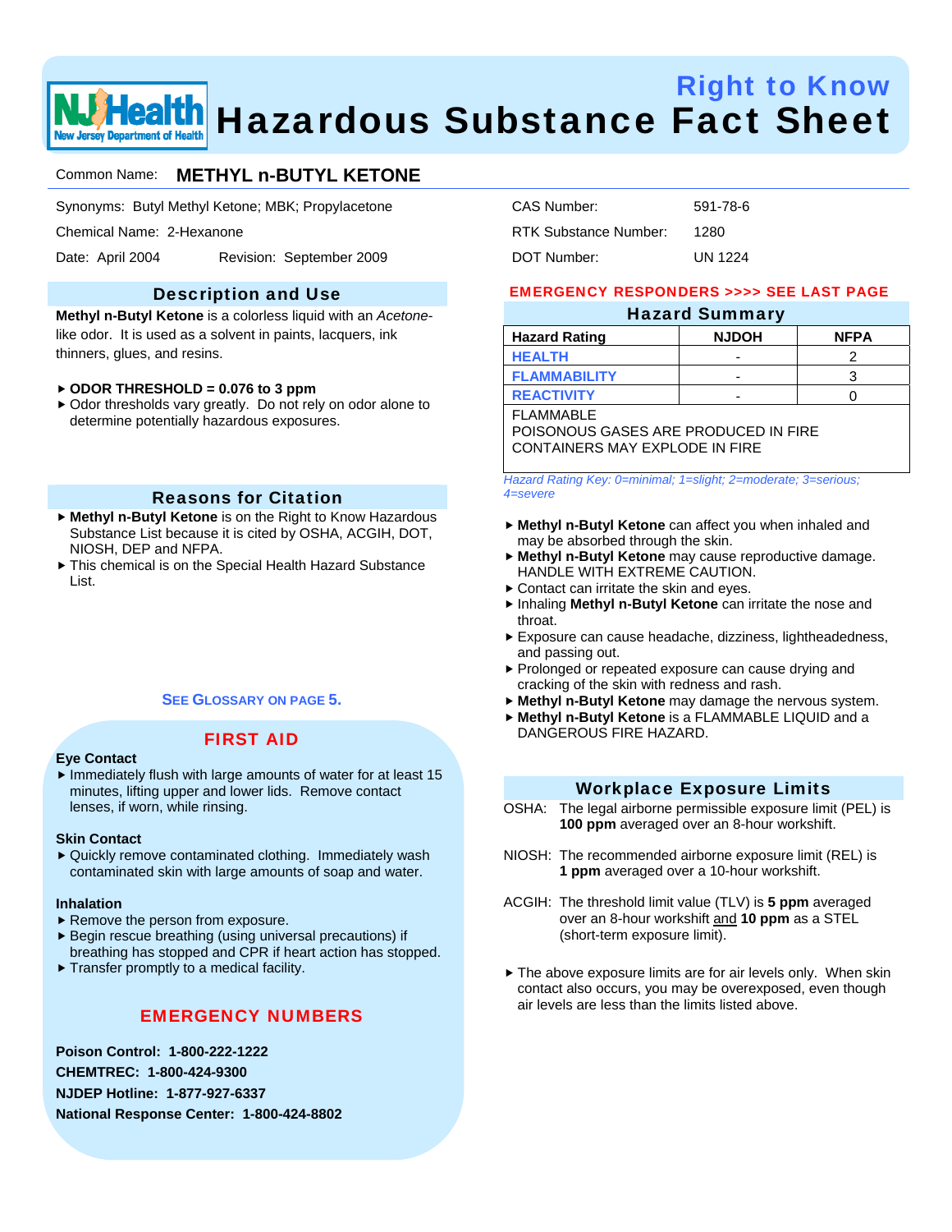# Right to Know Hazardous Substance Fact Sheet

Common Name: **METHYL n-BUTYL KETONE**

Synonyms: Butyl Methyl Ketone; MBK; Propylacetone

Chemical Name: 2-Hexanone

Date: April 2004 Revision: September 2009

CAS Number: 591-78-6

RTK Substance Number: 1280

DOT Number: UN 1224

## Description and Use

**Methyl n-Butyl Ketone** is a colorless liquid with an *Acetone*-like odor. It is used as a solvent in paints, lacquers, ink thinners, glues, and resins.

- **ODOR THRESHOLD = 0.076 to 3 ppm**
- Odor thresholds vary greatly. Do not rely on odor alone to determine potentially hazardous exposures.

## Reasons for Citation

- **Methyl n-Butyl Ketone** is on the Right to Know Hazardous Substance List because it is cited by OSHA, ACGIH, DOT, NIOSH, DEP and NFPA.
- This chemical is on the Special Health Hazard Substance List.

**SEE GLOSSARY ON PAGE 5.**

## FIRST AID

**Eye Contact**

- Immediately flush with large amounts of water for at least 15 minutes, lifting upper and lower lids. Remove contact lenses, if worn, while rinsing.

**Skin Contact**

- Quickly remove contaminated clothing. Immediately wash contaminated skin with large amounts of soap and water.

**Inhalation**

- Remove the person from exposure.
- Begin rescue breathing (using universal precautions) if breathing has stopped and CPR if heart action has stopped.
- Transfer promptly to a medical facility.

## EMERGENCY NUMBERS

**Poison Control: 1-800-222-1222**

**CHEMTREC: 1-800-424-9300**

**NJDEP Hotline: 1-877-927-6337**

**National Response Center: 1-800-424-8802**

**EMERGENCY RESPONDERS >>>> SEE LAST PAGE**

## Hazard Summary

| Hazard Rating | NJDOH | NFPA |
|---|---|---|
| HEALTH | - | 2 |
| FLAMMABILITY | - | 3 |
| REACTIVITY | - | 0 |

FLAMMABLE
POISONOUS GASES ARE PRODUCED IN FIRE
CONTAINERS MAY EXPLODE IN FIRE

*Hazard Rating Key: 0=minimal; 1=slight; 2=moderate; 3=serious; 4=severe*

- **Methyl n-Butyl Ketone** can affect you when inhaled and may be absorbed through the skin.
- **Methyl n-Butyl Ketone** may cause reproductive damage. HANDLE WITH EXTREME CAUTION.
- Contact can irritate the skin and eyes.
- Inhaling **Methyl n-Butyl Ketone** can irritate the nose and throat.
- Exposure can cause headache, dizziness, lightheadedness, and passing out.
- Prolonged or repeated exposure can cause drying and cracking of the skin with redness and rash.
- **Methyl n-Butyl Ketone** may damage the nervous system.
- **Methyl n-Butyl Ketone** is a FLAMMABLE LIQUID and a DANGEROUS FIRE HAZARD.

## Workplace Exposure Limits

OSHA: The legal airborne permissible exposure limit (PEL) is **100 ppm** averaged over an 8-hour workshift.

NIOSH: The recommended airborne exposure limit (REL) is **1 ppm** averaged over a 10-hour workshift.

ACGIH: The threshold limit value (TLV) is **5 ppm** averaged over an 8-hour workshift and **10 ppm** as a STEL (short-term exposure limit).

- The above exposure limits are for air levels only. When skin contact also occurs, you may be overexposed, even though air levels are less than the limits listed above.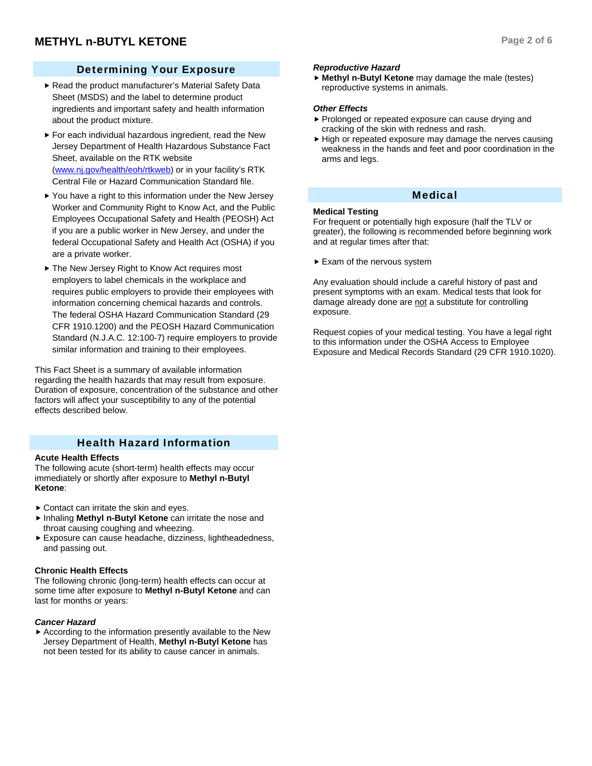## Determining Your Exposure

- Read the product manufacturer's Material Safety Data Sheet (MSDS) and the label to determine product ingredients and important safety and health information about the product mixture.
- For each individual hazardous ingredient, read the New Jersey Department of Health Hazardous Substance Fact Sheet, available on the RTK website (www.nj.gov/health/eoh/rtkweb) or in your facility's RTK Central File or Hazard Communication Standard file.
- You have a right to this information under the New Jersey Worker and Community Right to Know Act, and the Public Employees Occupational Safety and Health (PEOSH) Act if you are a public worker in New Jersey, and under the federal Occupational Safety and Health Act (OSHA) if you are a private worker.
- The New Jersey Right to Know Act requires most employers to label chemicals in the workplace and requires public employers to provide their employees with information concerning chemical hazards and controls. The federal OSHA Hazard Communication Standard (29 CFR 1910.1200) and the PEOSH Hazard Communication Standard (N.J.A.C. 12:100-7) require employers to provide similar information and training to their employees.

This Fact Sheet is a summary of available information regarding the health hazards that may result from exposure. Duration of exposure, concentration of the substance and other factors will affect your susceptibility to any of the potential effects described below.

## Health Hazard Information

**Acute Health Effects**

The following acute (short-term) health effects may occur immediately or shortly after exposure to **Methyl n-Butyl Ketone**:

- Contact can irritate the skin and eyes.
- Inhaling **Methyl n-Butyl Ketone** can irritate the nose and throat causing coughing and wheezing.
- Exposure can cause headache, dizziness, lightheadedness, and passing out.

**Chronic Health Effects**

The following chronic (long-term) health effects can occur at some time after exposure to **Methyl n-Butyl Ketone** and can last for months or years:

***Cancer Hazard***

- According to the information presently available to the New Jersey Department of Health, **Methyl n-Butyl Ketone** has not been tested for its ability to cause cancer in animals.

***Reproductive Hazard***

- **Methyl n-Butyl Ketone** may damage the male (testes) reproductive systems in animals.

***Other Effects***

- Prolonged or repeated exposure can cause drying and cracking of the skin with redness and rash.
- High or repeated exposure may damage the nerves causing weakness in the hands and feet and poor coordination in the arms and legs.

## Medical

**Medical Testing**

For frequent or potentially high exposure (half the TLV or greater), the following is recommended before beginning work and at regular times after that:

- Exam of the nervous system

Any evaluation should include a careful history of past and present symptoms with an exam. Medical tests that look for damage already done are not a substitute for controlling exposure.

Request copies of your medical testing. You have a legal right to this information under the OSHA Access to Employee Exposure and Medical Records Standard (29 CFR 1910.1020).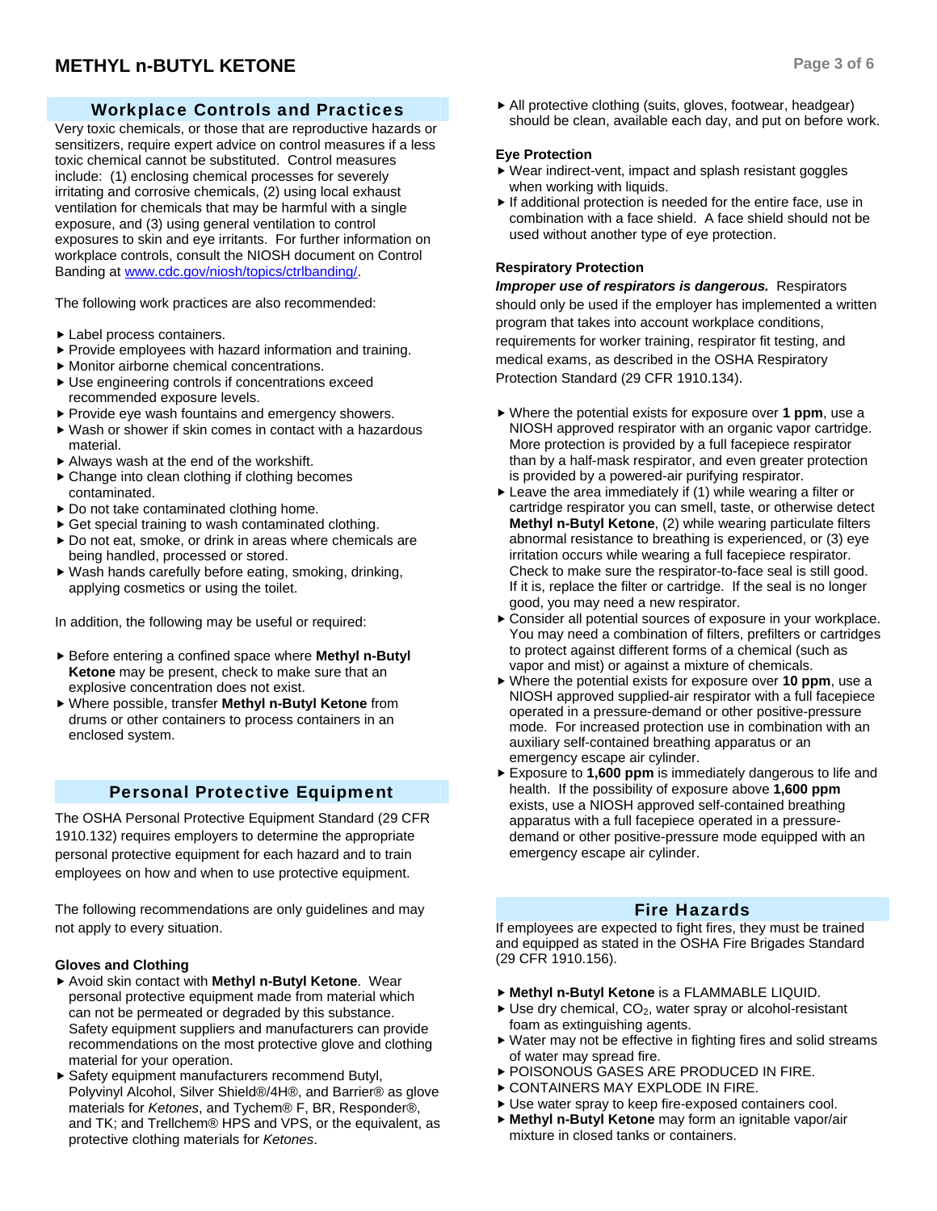# METHYL n-BUTYL KETONE

## Workplace Controls and Practices

Very toxic chemicals, or those that are reproductive hazards or sensitizers, require expert advice on control measures if a less toxic chemical cannot be substituted. Control measures include: (1) enclosing chemical processes for severely irritating and corrosive chemicals, (2) using local exhaust ventilation for chemicals that may be harmful with a single exposure, and (3) using general ventilation to control exposures to skin and eye irritants. For further information on workplace controls, consult the NIOSH document on Control Banding at www.cdc.gov/niosh/topics/ctrlbanding/.

The following work practices are also recommended:

- Label process containers.
- Provide employees with hazard information and training.
- Monitor airborne chemical concentrations.
- Use engineering controls if concentrations exceed recommended exposure levels.
- Provide eye wash fountains and emergency showers.
- Wash or shower if skin comes in contact with a hazardous material.
- Always wash at the end of the workshift.
- Change into clean clothing if clothing becomes contaminated.
- Do not take contaminated clothing home.
- Get special training to wash contaminated clothing.
- Do not eat, smoke, or drink in areas where chemicals are being handled, processed or stored.
- Wash hands carefully before eating, smoking, drinking, applying cosmetics or using the toilet.

In addition, the following may be useful or required:

- Before entering a confined space where **Methyl n-Butyl Ketone** may be present, check to make sure that an explosive concentration does not exist.
- Where possible, transfer **Methyl n-Butyl Ketone** from drums or other containers to process containers in an enclosed system.

## Personal Protective Equipment

The OSHA Personal Protective Equipment Standard (29 CFR 1910.132) requires employers to determine the appropriate personal protective equipment for each hazard and to train employees on how and when to use protective equipment.

The following recommendations are only guidelines and may not apply to every situation.

### Gloves and Clothing

- Avoid skin contact with **Methyl n-Butyl Ketone**. Wear personal protective equipment made from material which can not be permeated or degraded by this substance. Safety equipment suppliers and manufacturers can provide recommendations on the most protective glove and clothing material for your operation.
- Safety equipment manufacturers recommend Butyl, Polyvinyl Alcohol, Silver Shield®/4H®, and Barrier® as glove materials for *Ketones*, and Tychem® F, BR, Responder®, and TK; and Trellchem® HPS and VPS, or the equivalent, as protective clothing materials for *Ketones*.
- All protective clothing (suits, gloves, footwear, headgear) should be clean, available each day, and put on before work.

### Eye Protection

- Wear indirect-vent, impact and splash resistant goggles when working with liquids.
- If additional protection is needed for the entire face, use in combination with a face shield. A face shield should not be used without another type of eye protection.

### Respiratory Protection

***Improper use of respirators is dangerous.*** Respirators should only be used if the employer has implemented a written program that takes into account workplace conditions, requirements for worker training, respirator fit testing, and medical exams, as described in the OSHA Respiratory Protection Standard (29 CFR 1910.134).

- Where the potential exists for exposure over **1 ppm**, use a NIOSH approved respirator with an organic vapor cartridge. More protection is provided by a full facepiece respirator than by a half-mask respirator, and even greater protection is provided by a powered-air purifying respirator.
- Leave the area immediately if (1) while wearing a filter or cartridge respirator you can smell, taste, or otherwise detect **Methyl n-Butyl Ketone**, (2) while wearing particulate filters abnormal resistance to breathing is experienced, or (3) eye irritation occurs while wearing a full facepiece respirator. Check to make sure the respirator-to-face seal is still good. If it is, replace the filter or cartridge. If the seal is no longer good, you may need a new respirator.
- Consider all potential sources of exposure in your workplace. You may need a combination of filters, prefilters or cartridges to protect against different forms of a chemical (such as vapor and mist) or against a mixture of chemicals.
- Where the potential exists for exposure over **10 ppm**, use a NIOSH approved supplied-air respirator with a full facepiece operated in a pressure-demand or other positive-pressure mode. For increased protection use in combination with an auxiliary self-contained breathing apparatus or an emergency escape air cylinder.
- Exposure to **1,600 ppm** is immediately dangerous to life and health. If the possibility of exposure above **1,600 ppm** exists, use a NIOSH approved self-contained breathing apparatus with a full facepiece operated in a pressure-demand or other positive-pressure mode equipped with an emergency escape air cylinder.

## Fire Hazards

If employees are expected to fight fires, they must be trained and equipped as stated in the OSHA Fire Brigades Standard (29 CFR 1910.156).

- **Methyl n-Butyl Ketone** is a FLAMMABLE LIQUID.
- Use dry chemical, $CO_2$, water spray or alcohol-resistant foam as extinguishing agents.
- Water may not be effective in fighting fires and solid streams of water may spread fire.
- POISONOUS GASES ARE PRODUCED IN FIRE.
- CONTAINERS MAY EXPLODE IN FIRE.
- Use water spray to keep fire-exposed containers cool.
- **Methyl n-Butyl Ketone** may form an ignitable vapor/air mixture in closed tanks or containers.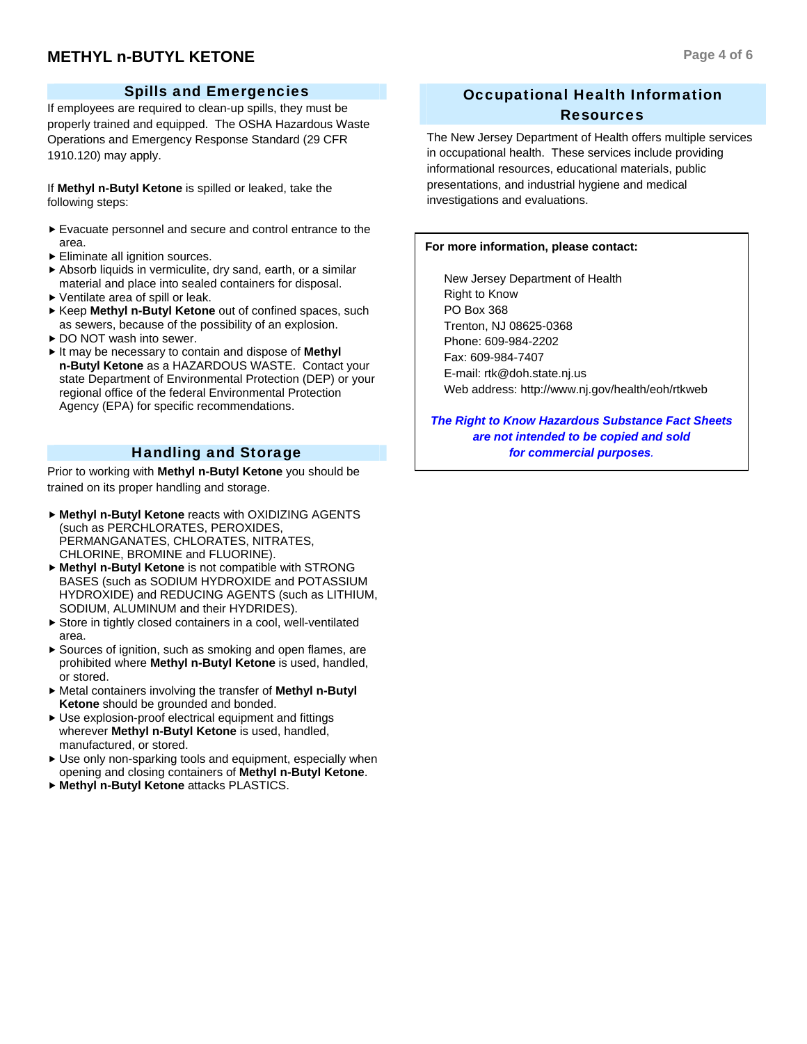## Spills and Emergencies

If employees are required to clean-up spills, they must be properly trained and equipped. The OSHA Hazardous Waste Operations and Emergency Response Standard (29 CFR 1910.120) may apply.

If **Methyl n-Butyl Ketone** is spilled or leaked, take the following steps:

- Evacuate personnel and secure and control entrance to the area.
- Eliminate all ignition sources.
- Absorb liquids in vermiculite, dry sand, earth, or a similar material and place into sealed containers for disposal.
- Ventilate area of spill or leak.
- Keep **Methyl n-Butyl Ketone** out of confined spaces, such as sewers, because of the possibility of an explosion.
- DO NOT wash into sewer.
- It may be necessary to contain and dispose of **Methyl n-Butyl Ketone** as a HAZARDOUS WASTE. Contact your state Department of Environmental Protection (DEP) or your regional office of the federal Environmental Protection Agency (EPA) for specific recommendations.

## Handling and Storage

Prior to working with **Methyl n-Butyl Ketone** you should be trained on its proper handling and storage.

- **Methyl n-Butyl Ketone** reacts with OXIDIZING AGENTS (such as PERCHLORATES, PEROXIDES, PERMANGANATES, CHLORATES, NITRATES, CHLORINE, BROMINE and FLUORINE).
- **Methyl n-Butyl Ketone** is not compatible with STRONG BASES (such as SODIUM HYDROXIDE and POTASSIUM HYDROXIDE) and REDUCING AGENTS (such as LITHIUM, SODIUM, ALUMINUM and their HYDRIDES).
- Store in tightly closed containers in a cool, well-ventilated area.
- Sources of ignition, such as smoking and open flames, are prohibited where **Methyl n-Butyl Ketone** is used, handled, or stored.
- Metal containers involving the transfer of **Methyl n-Butyl Ketone** should be grounded and bonded.
- Use explosion-proof electrical equipment and fittings wherever **Methyl n-Butyl Ketone** is used, handled, manufactured, or stored.
- Use only non-sparking tools and equipment, especially when opening and closing containers of **Methyl n-Butyl Ketone**.
- **Methyl n-Butyl Ketone** attacks PLASTICS.

## Occupational Health Information Resources

The New Jersey Department of Health offers multiple services in occupational health. These services include providing informational resources, educational materials, public presentations, and industrial hygiene and medical investigations and evaluations.

**For more information, please contact:**

New Jersey Department of Health
Right to Know
PO Box 368
Trenton, NJ 08625-0368
Phone: 609-984-2202
Fax: 609-984-7407
E-mail: rtk@doh.state.nj.us
Web address: http://www.nj.gov/health/eoh/rtkweb

***The Right to Know Hazardous Substance Fact Sheets are not intended to be copied and sold for commercial purposes.***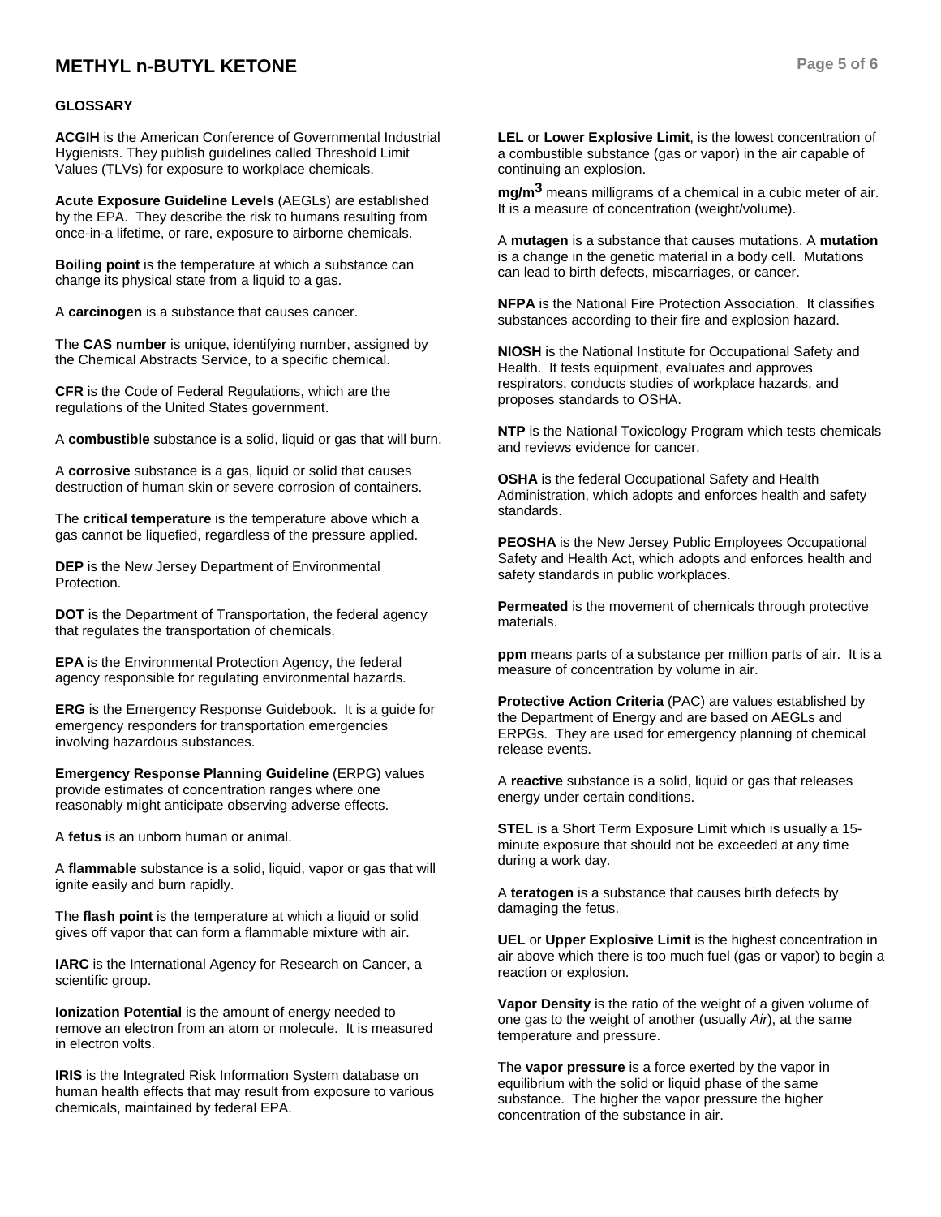## GLOSSARY

**ACGIH** is the American Conference of Governmental Industrial Hygienists. They publish guidelines called Threshold Limit Values (TLVs) for exposure to workplace chemicals.

**Acute Exposure Guideline Levels** (AEGLs) are established by the EPA. They describe the risk to humans resulting from once-in-a lifetime, or rare, exposure to airborne chemicals.

**Boiling point** is the temperature at which a substance can change its physical state from a liquid to a gas.

A **carcinogen** is a substance that causes cancer.

The **CAS number** is unique, identifying number, assigned by the Chemical Abstracts Service, to a specific chemical.

**CFR** is the Code of Federal Regulations, which are the regulations of the United States government.

A **combustible** substance is a solid, liquid or gas that will burn.

A **corrosive** substance is a gas, liquid or solid that causes destruction of human skin or severe corrosion of containers.

The **critical temperature** is the temperature above which a gas cannot be liquefied, regardless of the pressure applied.

**DEP** is the New Jersey Department of Environmental Protection.

**DOT** is the Department of Transportation, the federal agency that regulates the transportation of chemicals.

**EPA** is the Environmental Protection Agency, the federal agency responsible for regulating environmental hazards.

**ERG** is the Emergency Response Guidebook. It is a guide for emergency responders for transportation emergencies involving hazardous substances.

**Emergency Response Planning Guideline** (ERPG) values provide estimates of concentration ranges where one reasonably might anticipate observing adverse effects.

A **fetus** is an unborn human or animal.

A **flammable** substance is a solid, liquid, vapor or gas that will ignite easily and burn rapidly.

The **flash point** is the temperature at which a liquid or solid gives off vapor that can form a flammable mixture with air.

**IARC** is the International Agency for Research on Cancer, a scientific group.

**Ionization Potential** is the amount of energy needed to remove an electron from an atom or molecule. It is measured in electron volts.

**IRIS** is the Integrated Risk Information System database on human health effects that may result from exposure to various chemicals, maintained by federal EPA.

**LEL** or **Lower Explosive Limit**, is the lowest concentration of a combustible substance (gas or vapor) in the air capable of continuing an explosion.

**mg/m$^3$** means milligrams of a chemical in a cubic meter of air. It is a measure of concentration (weight/volume).

A **mutagen** is a substance that causes mutations. A **mutation** is a change in the genetic material in a body cell. Mutations can lead to birth defects, miscarriages, or cancer.

**NFPA** is the National Fire Protection Association. It classifies substances according to their fire and explosion hazard.

**NIOSH** is the National Institute for Occupational Safety and Health. It tests equipment, evaluates and approves respirators, conducts studies of workplace hazards, and proposes standards to OSHA.

**NTP** is the National Toxicology Program which tests chemicals and reviews evidence for cancer.

**OSHA** is the federal Occupational Safety and Health Administration, which adopts and enforces health and safety standards.

**PEOSHA** is the New Jersey Public Employees Occupational Safety and Health Act, which adopts and enforces health and safety standards in public workplaces.

**Permeated** is the movement of chemicals through protective materials.

**ppm** means parts of a substance per million parts of air. It is a measure of concentration by volume in air.

**Protective Action Criteria** (PAC) are values established by the Department of Energy and are based on AEGLs and ERPGs. They are used for emergency planning of chemical release events.

A **reactive** substance is a solid, liquid or gas that releases energy under certain conditions.

**STEL** is a Short Term Exposure Limit which is usually a 15-minute exposure that should not be exceeded at any time during a work day.

A **teratogen** is a substance that causes birth defects by damaging the fetus.

**UEL** or **Upper Explosive Limit** is the highest concentration in air above which there is too much fuel (gas or vapor) to begin a reaction or explosion.

**Vapor Density** is the ratio of the weight of a given volume of one gas to the weight of another (usually *Air*), at the same temperature and pressure.

The **vapor pressure** is a force exerted by the vapor in equilibrium with the solid or liquid phase of the same substance. The higher the vapor pressure the higher concentration of the substance in air.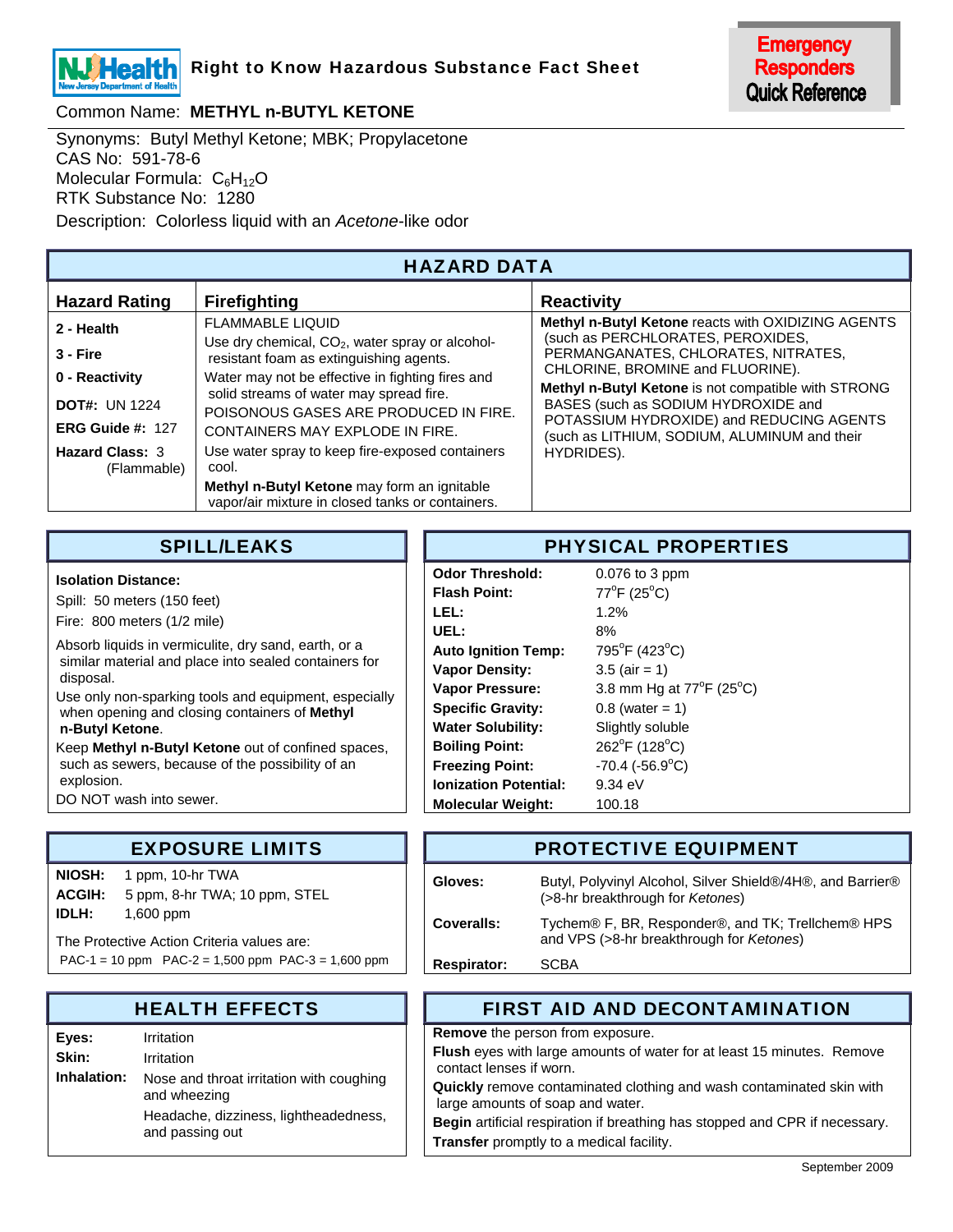Right to Know Hazardous Substance Fact Sheet

**Emergency Responders Quick Reference**

Common Name: **METHYL n-BUTYL KETONE**

Synonyms: Butyl Methyl Ketone; MBK; Propylacetone
CAS No: 591-78-6
Molecular Formula: $C_6H_{12}O$
RTK Substance No: 1280
Description: Colorless liquid with an *Acetone*-like odor

## HAZARD DATA

| Hazard Rating | Firefighting | Reactivity |
|---|---|---|
| **2 - Health**<br>**3 - Fire**<br>**0 - Reactivity**<br>**DOT#:** UN 1224<br>**ERG Guide #:** 127<br>**Hazard Class:** 3 (Flammable) | FLAMMABLE LIQUID<br>Use dry chemical, $CO_2$, water spray or alcohol-resistant foam as extinguishing agents.<br>Water may not be effective in fighting fires and solid streams of water may spread fire.<br>POISONOUS GASES ARE PRODUCED IN FIRE.<br>CONTAINERS MAY EXPLODE IN FIRE.<br>Use water spray to keep fire-exposed containers cool.<br>**Methyl n-Butyl Ketone** may form an ignitable vapor/air mixture in closed tanks or containers. | **Methyl n-Butyl Ketone** reacts with OXIDIZING AGENTS (such as PERCHLORATES, PEROXIDES, PERMANGANATES, CHLORATES, NITRATES, CHLORINE, BROMINE and FLUORINE).<br>**Methyl n-Butyl Ketone** is not compatible with STRONG BASES (such as SODIUM HYDROXIDE and POTASSIUM HYDROXIDE) and REDUCING AGENTS (such as LITHIUM, SODIUM, ALUMINUM and their HYDRIDES). |

## SPILL/LEAKS

**Isolation Distance:**

Spill: 50 meters (150 feet)

Fire: 800 meters (1/2 mile)

Absorb liquids in vermiculite, dry sand, earth, or a similar material and place into sealed containers for disposal.

Use only non-sparking tools and equipment, especially when opening and closing containers of **Methyl n-Butyl Ketone**.

Keep **Methyl n-Butyl Ketone** out of confined spaces, such as sewers, because of the possibility of an explosion.

DO NOT wash into sewer.

## PHYSICAL PROPERTIES

| | |
|---|---|
| **Odor Threshold:** | 0.076 to 3 ppm |
| **Flash Point:** | 77°F (25°C) |
| **LEL:** | 1.2% |
| **UEL:** | 8% |
| **Auto Ignition Temp:** | 795°F (423°C) |
| **Vapor Density:** | 3.5 (air = 1) |
| **Vapor Pressure:** | 3.8 mm Hg at 77°F (25°C) |
| **Specific Gravity:** | 0.8 (water = 1) |
| **Water Solubility:** | Slightly soluble |
| **Boiling Point:** | 262°F (128°C) |
| **Freezing Point:** | -70.4 (-56.9°C) |
| **Ionization Potential:** | 9.34 eV |
| **Molecular Weight:** | 100.18 |

## EXPOSURE LIMITS

| | |
|---|---|
| **NIOSH:** | 1 ppm, 10-hr TWA |
| **ACGIH:** | 5 ppm, 8-hr TWA; 10 ppm, STEL |
| **IDLH:** | 1,600 ppm |

The Protective Action Criteria values are:
PAC-1 = 10 ppm PAC-2 = 1,500 ppm PAC-3 = 1,600 ppm

## PROTECTIVE EQUIPMENT

| | |
|---|---|
| **Gloves:** | Butyl, Polyvinyl Alcohol, Silver Shield®/4H®, and Barrier® (>8-hr breakthrough for *Ketones*) |
| **Coveralls:** | Tychem® F, BR, Responder®, and TK; Trellchem® HPS and VPS (>8-hr breakthrough for *Ketones*) |
| **Respirator:** | SCBA |

## HEALTH EFFECTS

| | |
|---|---|
| **Eyes:** | Irritation |
| **Skin:** | Irritation |
| **Inhalation:** | Nose and throat irritation with coughing and wheezing<br>Headache, dizziness, lightheadedness, and passing out |

## FIRST AID AND DECONTAMINATION

**Remove** the person from exposure.

**Flush** eyes with large amounts of water for at least 15 minutes. Remove contact lenses if worn.

**Quickly** remove contaminated clothing and wash contaminated skin with large amounts of soap and water.

**Begin** artificial respiration if breathing has stopped and CPR if necessary.

**Transfer** promptly to a medical facility.

September 2009